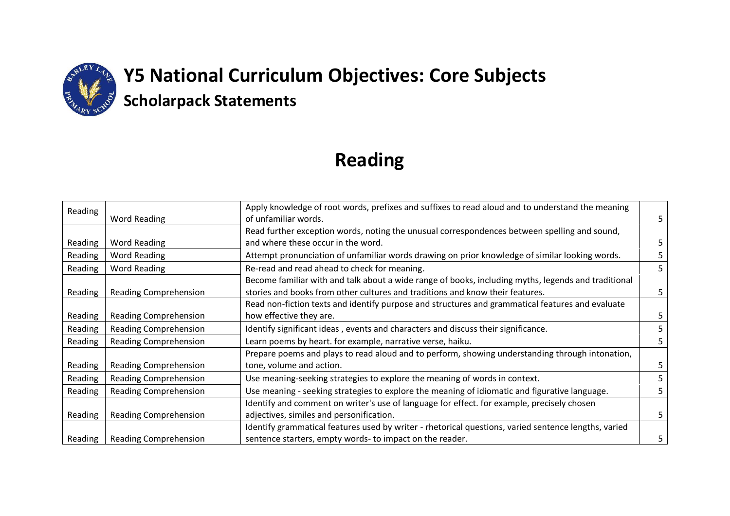# Y5 National Curriculum Objectives: Core Subjects

## Scholarpack Statements

# Reading

| Reading | Word Reading | Apply knowledge of root words, prefixes and suffixes to read aloud and to understand the meaning of unfamiliar words. | 5 |
|---|---|---|---|
| Reading | Word Reading | Read further exception words, noting the unusual correspondences between spelling and sound, and where these occur in the word. | 5 |
| Reading | Word Reading | Attempt pronunciation of unfamiliar words drawing on prior knowledge of similar looking words. | 5 |
| Reading | Word Reading | Re-read and read ahead to check for meaning. | 5 |
| Reading | Reading Comprehension | Become familiar with and talk about a wide range of books, including myths, legends and traditional stories and books from other cultures and traditions and know their features. | 5 |
| Reading | Reading Comprehension | Read non-fiction texts and identify purpose and structures and grammatical features and evaluate how effective they are. | 5 |
| Reading | Reading Comprehension | Identify significant ideas , events and characters and discuss their significance. | 5 |
| Reading | Reading Comprehension | Learn poems by heart. for example, narrative verse, haiku. | 5 |
| Reading | Reading Comprehension | Prepare poems and plays to read aloud and to perform, showing understanding through intonation, tone, volume and action. | 5 |
| Reading | Reading Comprehension | Use meaning-seeking strategies to explore the meaning of words in context. | 5 |
| Reading | Reading Comprehension | Use meaning - seeking strategies to explore the meaning of idiomatic and figurative language. | 5 |
| Reading | Reading Comprehension | Identify and comment on writer's use of language for effect. for example, precisely chosen adjectives, similes and personification. | 5 |
| Reading | Reading Comprehension | Identify grammatical features used by writer - rhetorical questions, varied sentence lengths, varied sentence starters, empty words- to impact on the reader. | 5 |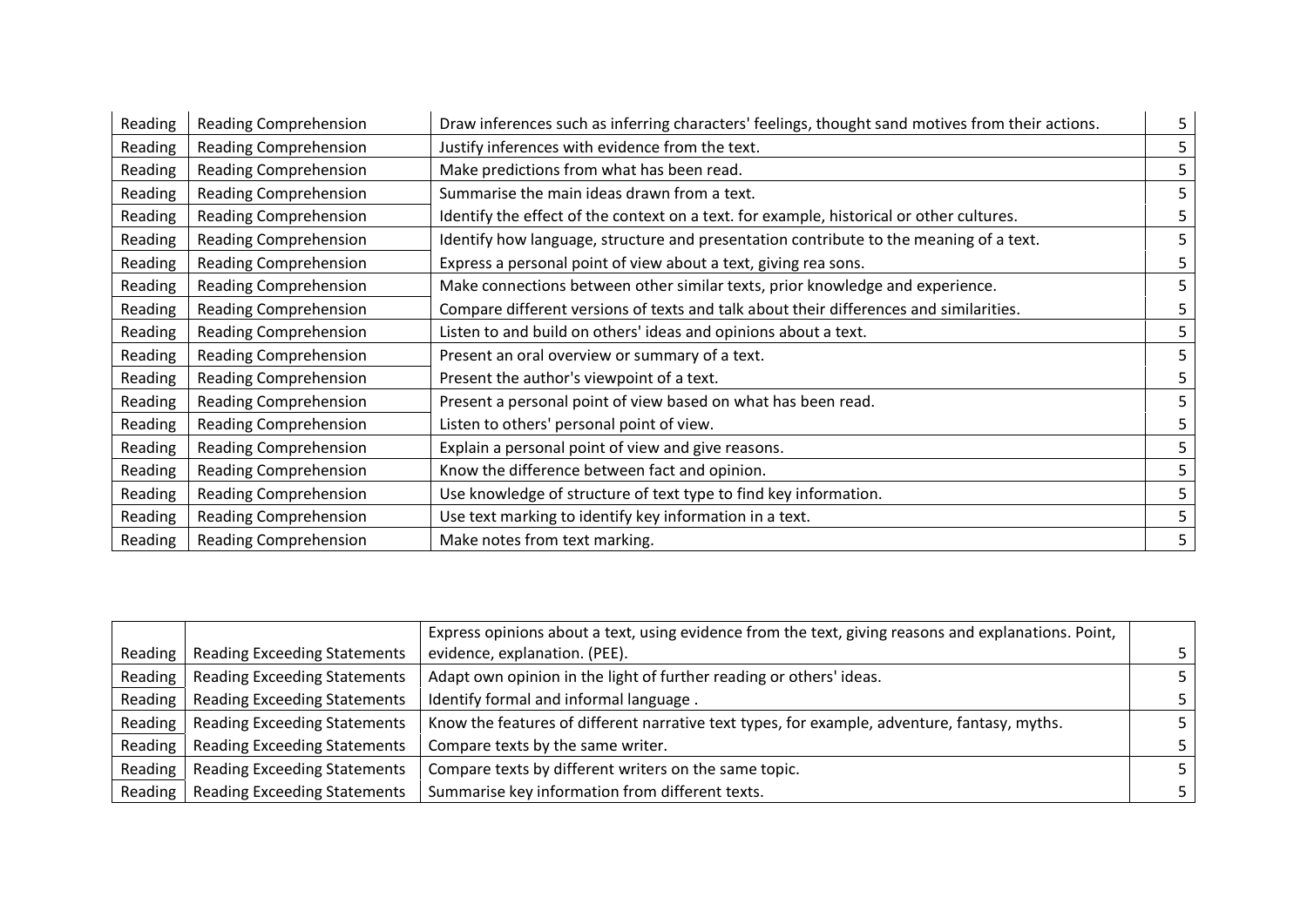| | | | |
|---|---|---|---|
| Reading | Reading Comprehension | Draw inferences such as inferring characters' feelings, thought sand motives from their actions. | 5 |
| Reading | Reading Comprehension | Justify inferences with evidence from the text. | 5 |
| Reading | Reading Comprehension | Make predictions from what has been read. | 5 |
| Reading | Reading Comprehension | Summarise the main ideas drawn from a text. | 5 |
| Reading | Reading Comprehension | Identify the effect of the context on a text. for example, historical or other cultures. | 5 |
| Reading | Reading Comprehension | Identify how language, structure and presentation contribute to the meaning of a text. | 5 |
| Reading | Reading Comprehension | Express a personal point of view about a text, giving rea sons. | 5 |
| Reading | Reading Comprehension | Make connections between other similar texts, prior knowledge and experience. | 5 |
| Reading | Reading Comprehension | Compare different versions of texts and talk about their differences and similarities. | 5 |
| Reading | Reading Comprehension | Listen to and build on others' ideas and opinions about a text. | 5 |
| Reading | Reading Comprehension | Present an oral overview or summary of a text. | 5 |
| Reading | Reading Comprehension | Present the author's viewpoint of a text. | 5 |
| Reading | Reading Comprehension | Present a personal point of view based on what has been read. | 5 |
| Reading | Reading Comprehension | Listen to others' personal point of view. | 5 |
| Reading | Reading Comprehension | Explain a personal point of view and give reasons. | 5 |
| Reading | Reading Comprehension | Know the difference between fact and opinion. | 5 |
| Reading | Reading Comprehension | Use knowledge of structure of text type to find key information. | 5 |
| Reading | Reading Comprehension | Use text marking to identify key information in a text. | 5 |
| Reading | Reading Comprehension | Make notes from text marking. | 5 |

| | | | |
|---|---|---|---|
| Reading | Reading Exceeding Statements | Express opinions about a text, using evidence from the text, giving reasons and explanations. Point, evidence, explanation. (PEE). | 5 |
| Reading | Reading Exceeding Statements | Adapt own opinion in the light of further reading or others' ideas. | 5 |
| Reading | Reading Exceeding Statements | Identify formal and informal language . | 5 |
| Reading | Reading Exceeding Statements | Know the features of different narrative text types, for example, adventure, fantasy, myths. | 5 |
| Reading | Reading Exceeding Statements | Compare texts by the same writer. | 5 |
| Reading | Reading Exceeding Statements | Compare texts by different writers on the same topic. | 5 |
| Reading | Reading Exceeding Statements | Summarise key information from different texts. | 5 |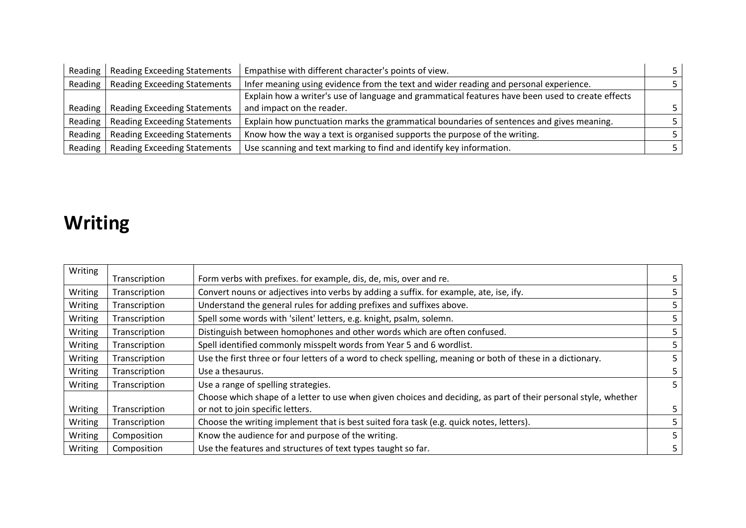| | | | |
|---|---|---|---|
| Reading | Reading Exceeding Statements | Empathise with different character's points of view. | 5 |
| Reading | Reading Exceeding Statements | Infer meaning using evidence from the text and wider reading and personal experience. | 5 |
| Reading | Reading Exceeding Statements | Explain how a writer's use of language and grammatical features have been used to create effects and impact on the reader. | 5 |
| Reading | Reading Exceeding Statements | Explain how punctuation marks the grammatical boundaries of sentences and gives meaning. | 5 |
| Reading | Reading Exceeding Statements | Know how the way a text is organised supports the purpose of the writing. | 5 |
| Reading | Reading Exceeding Statements | Use scanning and text marking to find and identify key information. | 5 |

# Writing

| | | | |
|---|---|---|---|
| Writing | Transcription | Form verbs with prefixes. for example, dis, de, mis, over and re. | 5 |
| Writing | Transcription | Convert nouns or adjectives into verbs by adding a suffix. for example, ate, ise, ify. | 5 |
| Writing | Transcription | Understand the general rules for adding prefixes and suffixes above. | 5 |
| Writing | Transcription | Spell some words with 'silent' letters, e.g. knight, psalm, solemn. | 5 |
| Writing | Transcription | Distinguish between homophones and other words which are often confused. | 5 |
| Writing | Transcription | Spell identified commonly misspelt words from Year 5 and 6 wordlist. | 5 |
| Writing | Transcription | Use the first three or four letters of a word to check spelling, meaning or both of these in a dictionary. | 5 |
| Writing | Transcription | Use a thesaurus. | 5 |
| Writing | Transcription | Use a range of spelling strategies. | 5 |
| Writing | Transcription | Choose which shape of a letter to use when given choices and deciding, as part of their personal style, whether or not to join specific letters. | 5 |
| Writing | Transcription | Choose the writing implement that is best suited fora task (e.g. quick notes, letters). | 5 |
| Writing | Composition | Know the audience for and purpose of the writing. | 5 |
| Writing | Composition | Use the features and structures of text types taught so far. | 5 |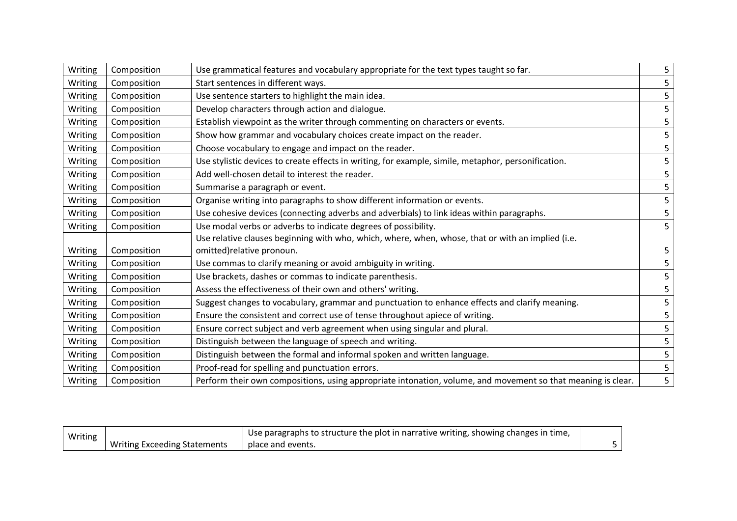| Writing | Composition | Use grammatical features and vocabulary appropriate for the text types taught so far. | 5 |
|---|---|---|---|
| Writing | Composition | Start sentences in different ways. | 5 |
| Writing | Composition | Use sentence starters to highlight the main idea. | 5 |
| Writing | Composition | Develop characters through action and dialogue. | 5 |
| Writing | Composition | Establish viewpoint as the writer through commenting on characters or events. | 5 |
| Writing | Composition | Show how grammar and vocabulary choices create impact on the reader. | 5 |
| Writing | Composition | Choose vocabulary to engage and impact on the reader. | 5 |
| Writing | Composition | Use stylistic devices to create effects in writing, for example, simile, metaphor, personification. | 5 |
| Writing | Composition | Add well-chosen detail to interest the reader. | 5 |
| Writing | Composition | Summarise a paragraph or event. | 5 |
| Writing | Composition | Organise writing into paragraphs to show different information or events. | 5 |
| Writing | Composition | Use cohesive devices (connecting adverbs and adverbials) to link ideas within paragraphs. | 5 |
| Writing | Composition | Use modal verbs or adverbs to indicate degrees of possibility. | 5 |
| Writing | Composition | Use relative clauses beginning with who, which, where, when, whose, that or with an implied (i.e. omitted)relative pronoun. | 5 |
| Writing | Composition | Use commas to clarify meaning or avoid ambiguity in writing. | 5 |
| Writing | Composition | Use brackets, dashes or commas to indicate parenthesis. | 5 |
| Writing | Composition | Assess the effectiveness of their own and others' writing. | 5 |
| Writing | Composition | Suggest changes to vocabulary, grammar and punctuation to enhance effects and clarify meaning. | 5 |
| Writing | Composition | Ensure the consistent and correct use of tense throughout apiece of writing. | 5 |
| Writing | Composition | Ensure correct subject and verb agreement when using singular and plural. | 5 |
| Writing | Composition | Distinguish between the language of speech and writing. | 5 |
| Writing | Composition | Distinguish between the formal and informal spoken and written language. | 5 |
| Writing | Composition | Proof-read for spelling and punctuation errors. | 5 |
| Writing | Composition | Perform their own compositions, using appropriate intonation, volume, and movement so that meaning is clear. | 5 |

| Writing | Writing Exceeding Statements | Use paragraphs to structure the plot in narrative writing, showing changes in time, place and events. | | 5 |
|---|---|---|---|---|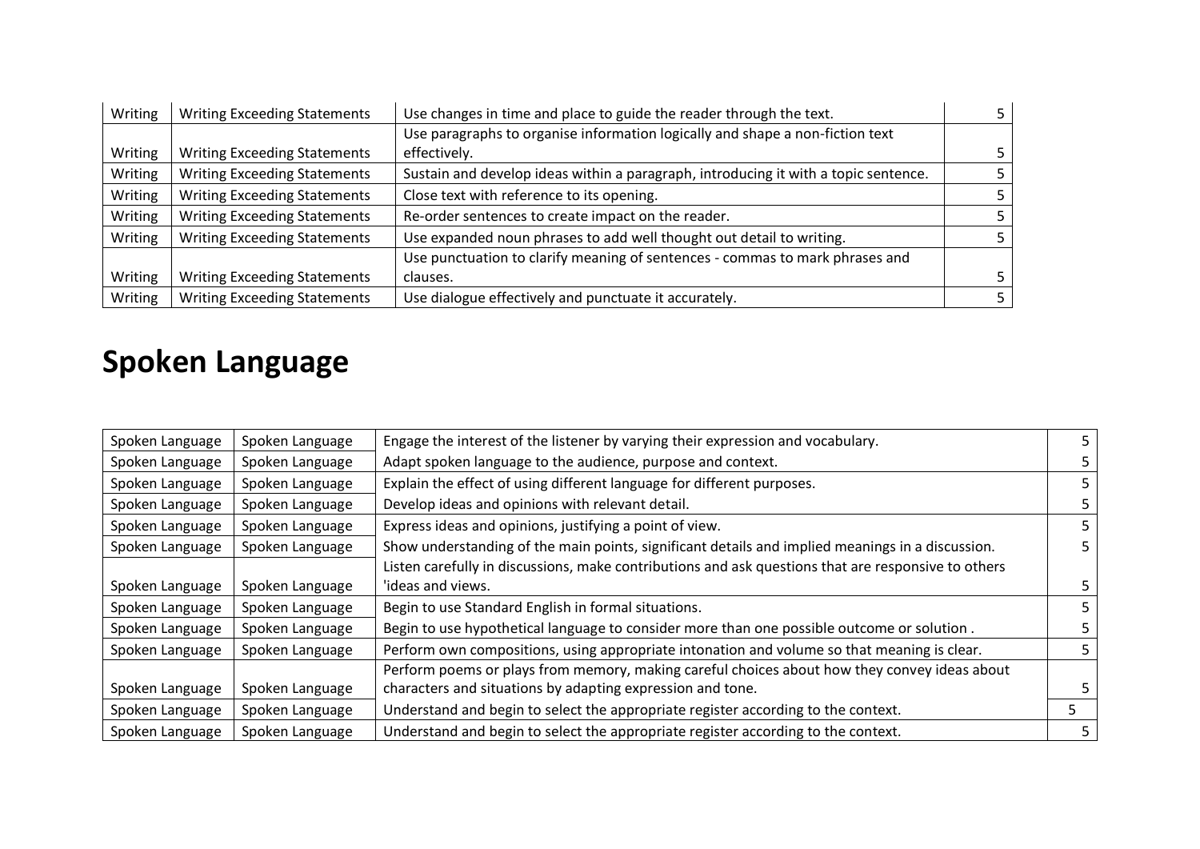| Writing | Writing Exceeding Statements | Use changes in time and place to guide the reader through the text. | 5 |
|---|---|---|---|
| Writing | Writing Exceeding Statements | Use paragraphs to organise information logically and shape a non-fiction text effectively. | 5 |
| Writing | Writing Exceeding Statements | Sustain and develop ideas within a paragraph, introducing it with a topic sentence. | 5 |
| Writing | Writing Exceeding Statements | Close text with reference to its opening. | 5 |
| Writing | Writing Exceeding Statements | Re-order sentences to create impact on the reader. | 5 |
| Writing | Writing Exceeding Statements | Use expanded noun phrases to add well thought out detail to writing. | 5 |
| Writing | Writing Exceeding Statements | Use punctuation to clarify meaning of sentences - commas to mark phrases and clauses. | 5 |
| Writing | Writing Exceeding Statements | Use dialogue effectively and punctuate it accurately. | 5 |

# Spoken Language

| Spoken Language | Spoken Language | Engage the interest of the listener by varying their expression and vocabulary. | 5 |
|---|---|---|---|
| Spoken Language | Spoken Language | Adapt spoken language to the audience, purpose and context. | 5 |
| Spoken Language | Spoken Language | Explain the effect of using different language for different purposes. | 5 |
| Spoken Language | Spoken Language | Develop ideas and opinions with relevant detail. | 5 |
| Spoken Language | Spoken Language | Express ideas and opinions, justifying a point of view. | 5 |
| Spoken Language | Spoken Language | Show understanding of the main points, significant details and implied meanings in a discussion. | 5 |
| Spoken Language | Spoken Language | Listen carefully in discussions, make contributions and ask questions that are responsive to others 'ideas and views. | 5 |
| Spoken Language | Spoken Language | Begin to use Standard English in formal situations. | 5 |
| Spoken Language | Spoken Language | Begin to use hypothetical language to consider more than one possible outcome or solution . | 5 |
| Spoken Language | Spoken Language | Perform own compositions, using appropriate intonation and volume so that meaning is clear. | 5 |
| Spoken Language | Spoken Language | Perform poems or plays from memory, making careful choices about how they convey ideas about characters and situations by adapting expression and tone. | 5 |
| Spoken Language | Spoken Language | Understand and begin to select the appropriate register according to the context. | 5 |
| Spoken Language | Spoken Language | Understand and begin to select the appropriate register according to the context. | 5 |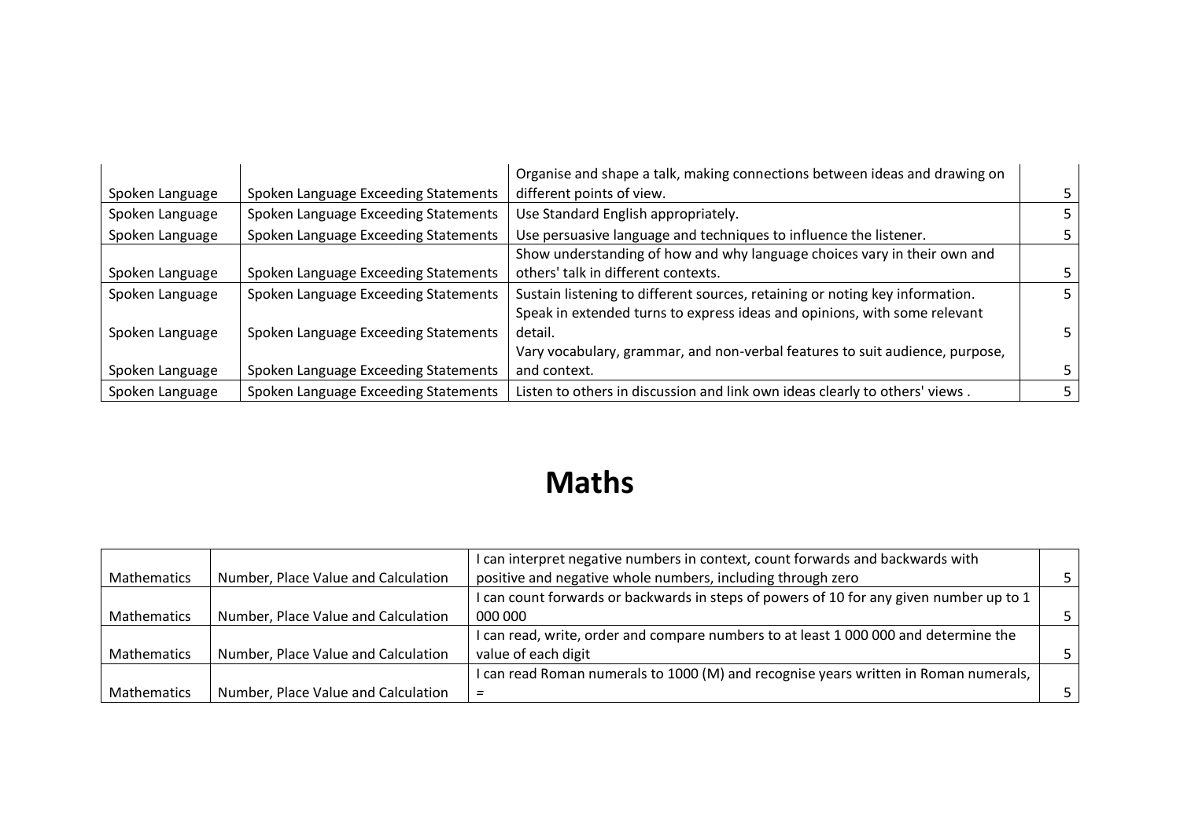| | | | |
|---|---|---|---|
| Spoken Language | Spoken Language Exceeding Statements | Organise and shape a talk, making connections between ideas and drawing on different points of view. | 5 |
| Spoken Language | Spoken Language Exceeding Statements | Use Standard English appropriately. | 5 |
| Spoken Language | Spoken Language Exceeding Statements | Use persuasive language and techniques to influence the listener. | 5 |
| Spoken Language | Spoken Language Exceeding Statements | Show understanding of how and why language choices vary in their own and others' talk in different contexts. | 5 |
| Spoken Language | Spoken Language Exceeding Statements | Sustain listening to different sources, retaining or noting key information. | 5 |
| Spoken Language | Spoken Language Exceeding Statements | Speak in extended turns to express ideas and opinions, with some relevant detail. | 5 |
| Spoken Language | Spoken Language Exceeding Statements | Vary vocabulary, grammar, and non-verbal features to suit audience, purpose, and context. | 5 |
| Spoken Language | Spoken Language Exceeding Statements | Listen to others in discussion and link own ideas clearly to others' views . | 5 |

# Maths

| | | | |
|---|---|---|---|
| Mathematics | Number, Place Value and Calculation | I can interpret negative numbers in context, count forwards and backwards with positive and negative whole numbers, including through zero | 5 |
| Mathematics | Number, Place Value and Calculation | I can count forwards or backwards in steps of powers of 10 for any given number up to 1 000 000 | 5 |
| Mathematics | Number, Place Value and Calculation | I can read, write, order and compare numbers to at least 1 000 000 and determine the value of each digit | 5 |
| Mathematics | Number, Place Value and Calculation | I can read Roman numerals to 1000 (M) and recognise years written in Roman numerals, = | 5 |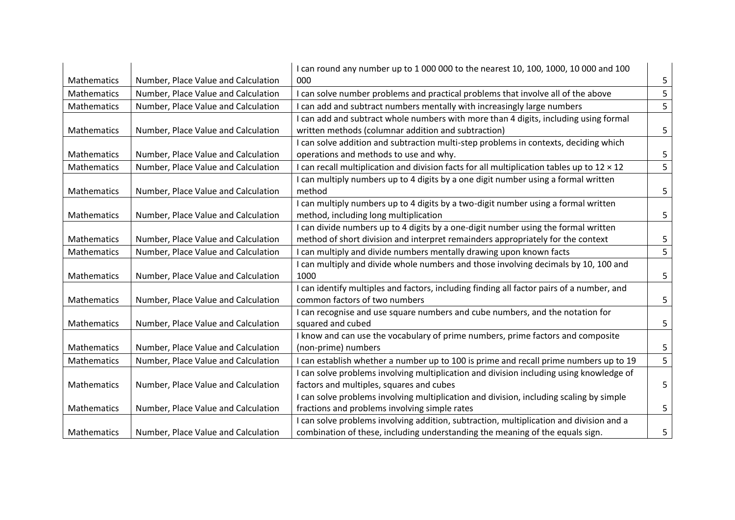| Mathematics | Number, Place Value and Calculation | I can round any number up to 1 000 000 to the nearest 10, 100, 1000, 10 000 and 100 000 | 5 |
|---|---|---|---|
| Mathematics | Number, Place Value and Calculation | I can solve number problems and practical problems that involve all of the above | 5 |
| Mathematics | Number, Place Value and Calculation | I can add and subtract numbers mentally with increasingly large numbers | 5 |
| Mathematics | Number, Place Value and Calculation | I can add and subtract whole numbers with more than 4 digits, including using formal written methods (columnar addition and subtraction) | 5 |
| Mathematics | Number, Place Value and Calculation | I can solve addition and subtraction multi-step problems in contexts, deciding which operations and methods to use and why. | 5 |
| Mathematics | Number, Place Value and Calculation | I can recall multiplication and division facts for all multiplication tables up to 12 × 12 | 5 |
| Mathematics | Number, Place Value and Calculation | I can multiply numbers up to 4 digits by a one digit number using a formal written method | 5 |
| Mathematics | Number, Place Value and Calculation | I can multiply numbers up to 4 digits by a two-digit number using a formal written method, including long multiplication | 5 |
| Mathematics | Number, Place Value and Calculation | I can divide numbers up to 4 digits by a one-digit number using the formal written method of short division and interpret remainders appropriately for the context | 5 |
| Mathematics | Number, Place Value and Calculation | I can multiply and divide numbers mentally drawing upon known facts | 5 |
| Mathematics | Number, Place Value and Calculation | I can multiply and divide whole numbers and those involving decimals by 10, 100 and 1000 | 5 |
| Mathematics | Number, Place Value and Calculation | I can identify multiples and factors, including finding all factor pairs of a number, and common factors of two numbers | 5 |
| Mathematics | Number, Place Value and Calculation | I can recognise and use square numbers and cube numbers, and the notation for squared and cubed | 5 |
| Mathematics | Number, Place Value and Calculation | I know and can use the vocabulary of prime numbers, prime factors and composite (non-prime) numbers | 5 |
| Mathematics | Number, Place Value and Calculation | I can establish whether a number up to 100 is prime and recall prime numbers up to 19 | 5 |
| Mathematics | Number, Place Value and Calculation | I can solve problems involving multiplication and division including using knowledge of factors and multiples, squares and cubes | 5 |
| Mathematics | Number, Place Value and Calculation | I can solve problems involving multiplication and division, including scaling by simple fractions and problems involving simple rates | 5 |
| Mathematics | Number, Place Value and Calculation | I can solve problems involving addition, subtraction, multiplication and division and a combination of these, including understanding the meaning of the equals sign. | 5 |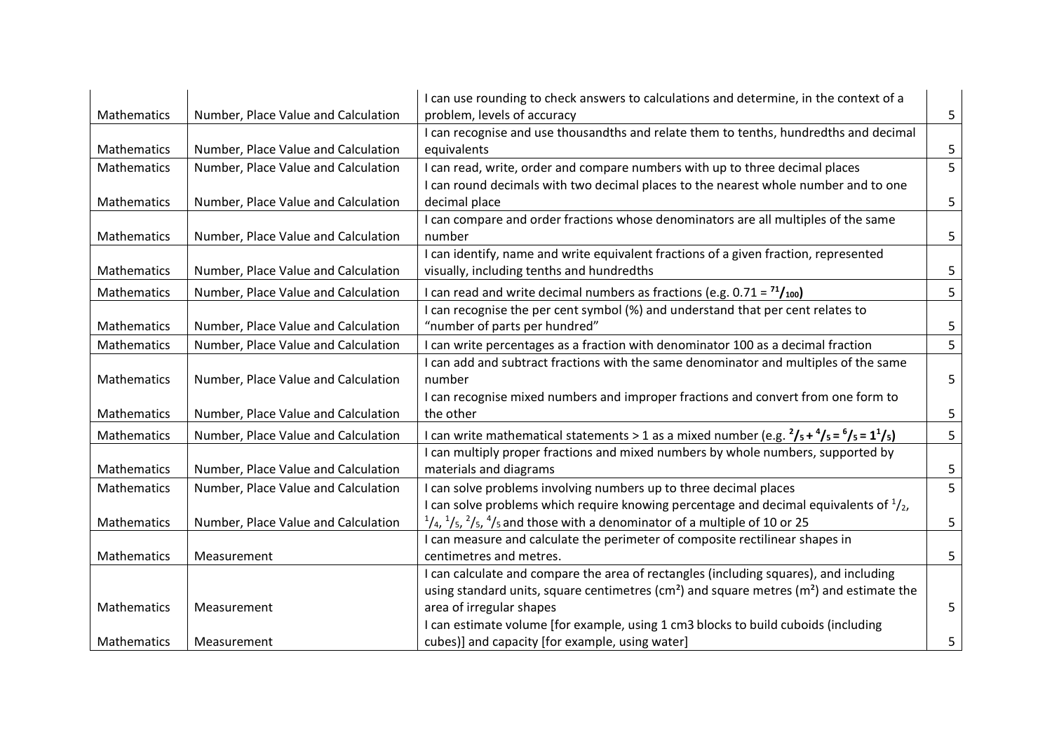| Mathematics | Number, Place Value and Calculation | I can use rounding to check answers to calculations and determine, in the context of a problem, levels of accuracy | 5 |
|---|---|---|---|
| Mathematics | Number, Place Value and Calculation | I can recognise and use thousandths and relate them to tenths, hundredths and decimal equivalents | 5 |
| Mathematics | Number, Place Value and Calculation | I can read, write, order and compare numbers with up to three decimal places | 5 |
| Mathematics | Number, Place Value and Calculation | I can round decimals with two decimal places to the nearest whole number and to one decimal place | 5 |
| Mathematics | Number, Place Value and Calculation | I can compare and order fractions whose denominators are all multiples of the same number | 5 |
| Mathematics | Number, Place Value and Calculation | I can identify, name and write equivalent fractions of a given fraction, represented visually, including tenths and hundredths | 5 |
| Mathematics | Number, Place Value and Calculation | I can read and write decimal numbers as fractions (e.g. 0.71 = $^{71}/_{100}$) | 5 |
| Mathematics | Number, Place Value and Calculation | I can recognise the per cent symbol (%) and understand that per cent relates to "number of parts per hundred" | 5 |
| Mathematics | Number, Place Value and Calculation | I can write percentages as a fraction with denominator 100 as a decimal fraction | 5 |
| Mathematics | Number, Place Value and Calculation | I can add and subtract fractions with the same denominator and multiples of the same number | 5 |
| Mathematics | Number, Place Value and Calculation | I can recognise mixed numbers and improper fractions and convert from one form to the other | 5 |
| Mathematics | Number, Place Value and Calculation | I can write mathematical statements > 1 as a mixed number (e.g. $^{2}/_{5} + ^{4}/_{5} = ^{6}/_{5} = 1^{1}/_{5}$) | 5 |
| Mathematics | Number, Place Value and Calculation | I can multiply proper fractions and mixed numbers by whole numbers, supported by materials and diagrams | 5 |
| Mathematics | Number, Place Value and Calculation | I can solve problems involving numbers up to three decimal places | 5 |
| Mathematics | Number, Place Value and Calculation | I can solve problems which require knowing percentage and decimal equivalents of $^{1}/_{2}$, $^{1}/_{4}$, $^{1}/_{5}$, $^{2}/_{5}$, $^{4}/_{5}$ and those with a denominator of a multiple of 10 or 25 | 5 |
| Mathematics | Measurement | I can measure and calculate the perimeter of composite rectilinear shapes in centimetres and metres. | 5 |
| Mathematics | Measurement | I can calculate and compare the area of rectangles (including squares), and including using standard units, square centimetres ($cm^2$) and square metres ($m^2$) and estimate the area of irregular shapes | 5 |
| Mathematics | Measurement | I can estimate volume [for example, using 1 cm3 blocks to build cuboids (including cubes)] and capacity [for example, using water] | 5 |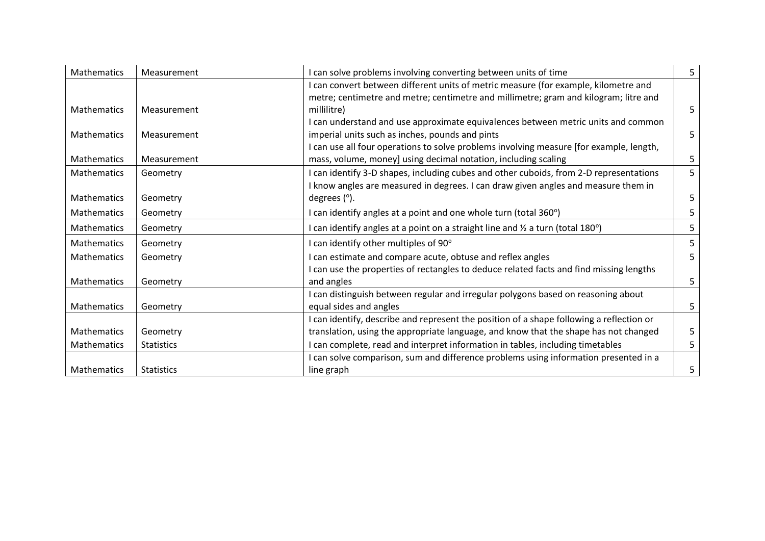| Mathematics | Measurement | I can solve problems involving converting between units of time | 5 |
|---|---|---|---|
| Mathematics | Measurement | I can convert between different units of metric measure (for example, kilometre and metre; centimetre and metre; centimetre and millimetre; gram and kilogram; litre and millilitre) | 5 |
| Mathematics | Measurement | I can understand and use approximate equivalences between metric units and common imperial units such as inches, pounds and pints | 5 |
| Mathematics | Measurement | I can use all four operations to solve problems involving measure [for example, length, mass, volume, money] using decimal notation, including scaling | 5 |
| Mathematics | Geometry | I can identify 3-D shapes, including cubes and other cuboids, from 2-D representations | 5 |
| Mathematics | Geometry | I know angles are measured in degrees. I can draw given angles and measure them in degrees (°). | 5 |
| Mathematics | Geometry | I can identify angles at a point and one whole turn (total 360°) | 5 |
| Mathematics | Geometry | I can identify angles at a point on a straight line and ½ a turn (total 180°) | 5 |
| Mathematics | Geometry | I can identify other multiples of 90° | 5 |
| Mathematics | Geometry | I can estimate and compare acute, obtuse and reflex angles | 5 |
| Mathematics | Geometry | I can use the properties of rectangles to deduce related facts and find missing lengths and angles | 5 |
| Mathematics | Geometry | I can distinguish between regular and irregular polygons based on reasoning about equal sides and angles | 5 |
| Mathematics | Geometry | I can identify, describe and represent the position of a shape following a reflection or translation, using the appropriate language, and know that the shape has not changed | 5 |
| Mathematics | Statistics | I can complete, read and interpret information in tables, including timetables | 5 |
| Mathematics | Statistics | I can solve comparison, sum and difference problems using information presented in a line graph | 5 |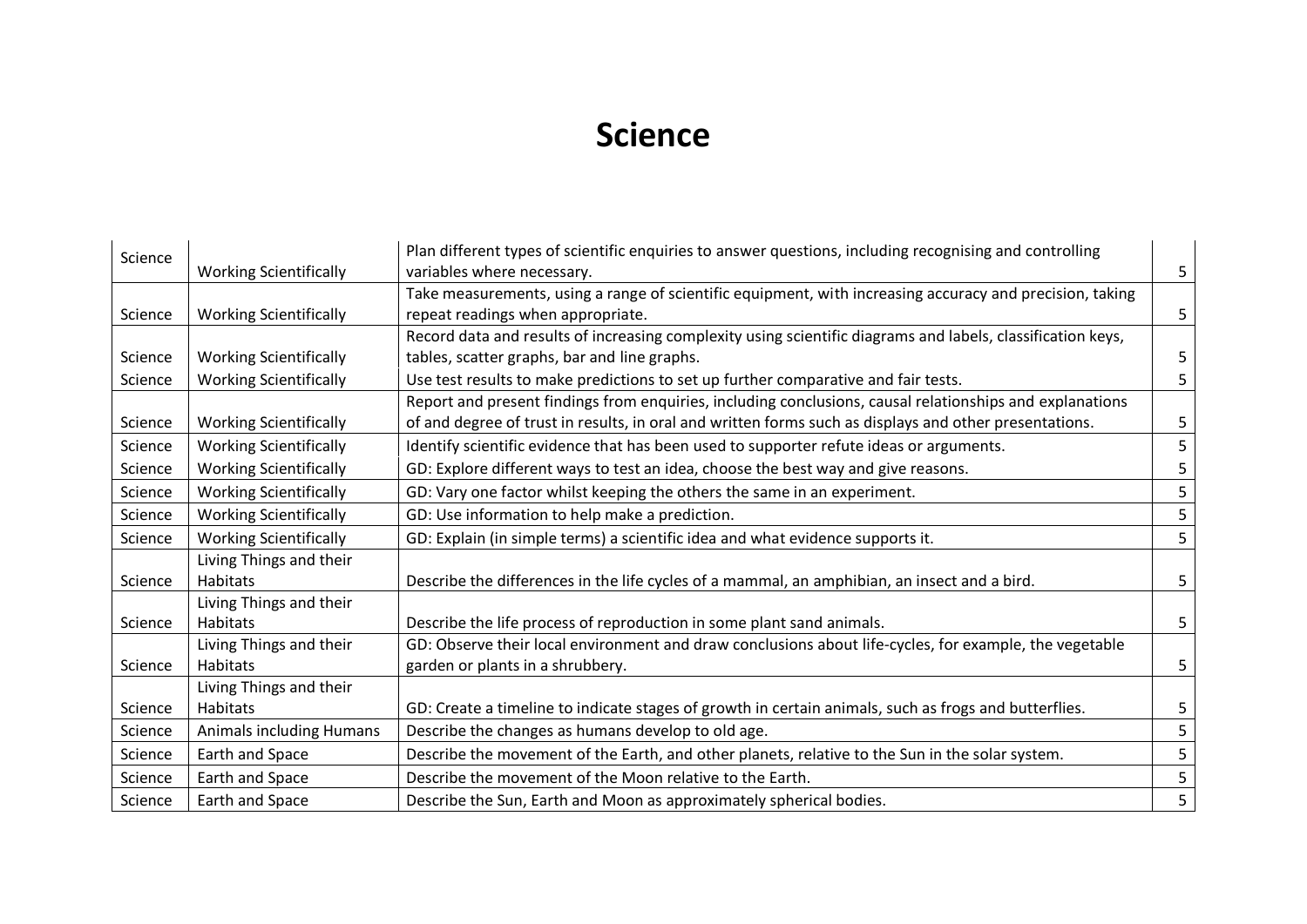# Science

| | | | |
|---|---|---|---|
| Science | Working Scientifically | Plan different types of scientific enquiries to answer questions, including recognising and controlling variables where necessary. | 5 |
| Science | Working Scientifically | Take measurements, using a range of scientific equipment, with increasing accuracy and precision, taking repeat readings when appropriate. | 5 |
| Science | Working Scientifically | Record data and results of increasing complexity using scientific diagrams and labels, classification keys, tables, scatter graphs, bar and line graphs. | 5 |
| Science | Working Scientifically | Use test results to make predictions to set up further comparative and fair tests. | 5 |
| Science | Working Scientifically | Report and present findings from enquiries, including conclusions, causal relationships and explanations of and degree of trust in results, in oral and written forms such as displays and other presentations. | 5 |
| Science | Working Scientifically | Identify scientific evidence that has been used to supporter refute ideas or arguments. | 5 |
| Science | Working Scientifically | GD: Explore different ways to test an idea, choose the best way and give reasons. | 5 |
| Science | Working Scientifically | GD: Vary one factor whilst keeping the others the same in an experiment. | 5 |
| Science | Working Scientifically | GD: Use information to help make a prediction. | 5 |
| Science | Working Scientifically | GD: Explain (in simple terms) a scientific idea and what evidence supports it. | 5 |
| Science | Living Things and their Habitats | Describe the differences in the life cycles of a mammal, an amphibian, an insect and a bird. | 5 |
| Science | Living Things and their Habitats | Describe the life process of reproduction in some plant sand animals. | 5 |
| Science | Living Things and their Habitats | GD: Observe their local environment and draw conclusions about life-cycles, for example, the vegetable garden or plants in a shrubbery. | 5 |
| Science | Living Things and their Habitats | GD: Create a timeline to indicate stages of growth in certain animals, such as frogs and butterflies. | 5 |
| Science | Animals including Humans | Describe the changes as humans develop to old age. | 5 |
| Science | Earth and Space | Describe the movement of the Earth, and other planets, relative to the Sun in the solar system. | 5 |
| Science | Earth and Space | Describe the movement of the Moon relative to the Earth. | 5 |
| Science | Earth and Space | Describe the Sun, Earth and Moon as approximately spherical bodies. | 5 |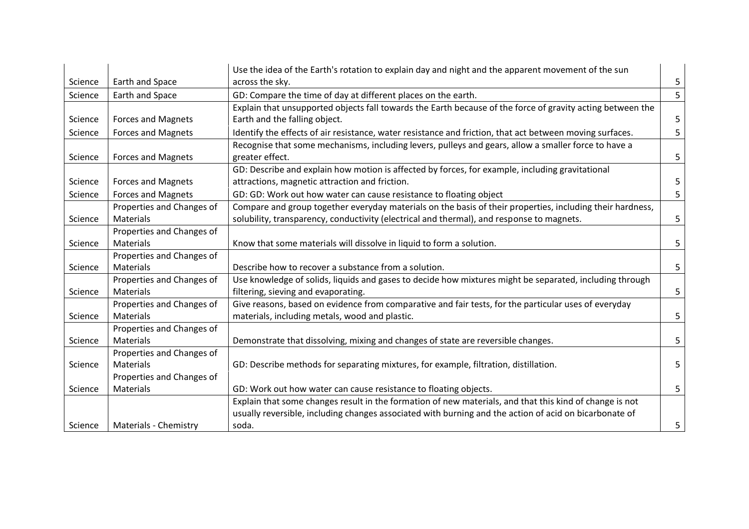| | | | |
|---|---|---|---|
| Science | Earth and Space | Use the idea of the Earth's rotation to explain day and night and the apparent movement of the sun across the sky. | 5 |
| Science | Earth and Space | GD: Compare the time of day at different places on the earth. | 5 |
| Science | Forces and Magnets | Explain that unsupported objects fall towards the Earth because of the force of gravity acting between the Earth and the falling object. | 5 |
| Science | Forces and Magnets | Identify the effects of air resistance, water resistance and friction, that act between moving surfaces. | 5 |
| Science | Forces and Magnets | Recognise that some mechanisms, including levers, pulleys and gears, allow a smaller force to have a greater effect. | 5 |
| Science | Forces and Magnets | GD: Describe and explain how motion is affected by forces, for example, including gravitational attractions, magnetic attraction and friction. | 5 |
| Science | Forces and Magnets | GD: GD: Work out how water can cause resistance to floating object | 5 |
| Science | Properties and Changes of Materials | Compare and group together everyday materials on the basis of their properties, including their hardness, solubility, transparency, conductivity (electrical and thermal), and response to magnets. | 5 |
| Science | Properties and Changes of Materials | Know that some materials will dissolve in liquid to form a solution. | 5 |
| Science | Properties and Changes of Materials | Describe how to recover a substance from a solution. | 5 |
| Science | Properties and Changes of Materials | Use knowledge of solids, liquids and gases to decide how mixtures might be separated, including through filtering, sieving and evaporating. | 5 |
| Science | Properties and Changes of Materials | Give reasons, based on evidence from comparative and fair tests, for the particular uses of everyday materials, including metals, wood and plastic. | 5 |
| Science | Properties and Changes of Materials | Demonstrate that dissolving, mixing and changes of state are reversible changes. | 5 |
| Science | Properties and Changes of Materials | GD: Describe methods for separating mixtures, for example, filtration, distillation. | 5 |
| Science | Properties and Changes of Materials | GD: Work out how water can cause resistance to floating objects. | 5 |
| Science | Materials - Chemistry | Explain that some changes result in the formation of new materials, and that this kind of change is not usually reversible, including changes associated with burning and the action of acid on bicarbonate of soda. | 5 |